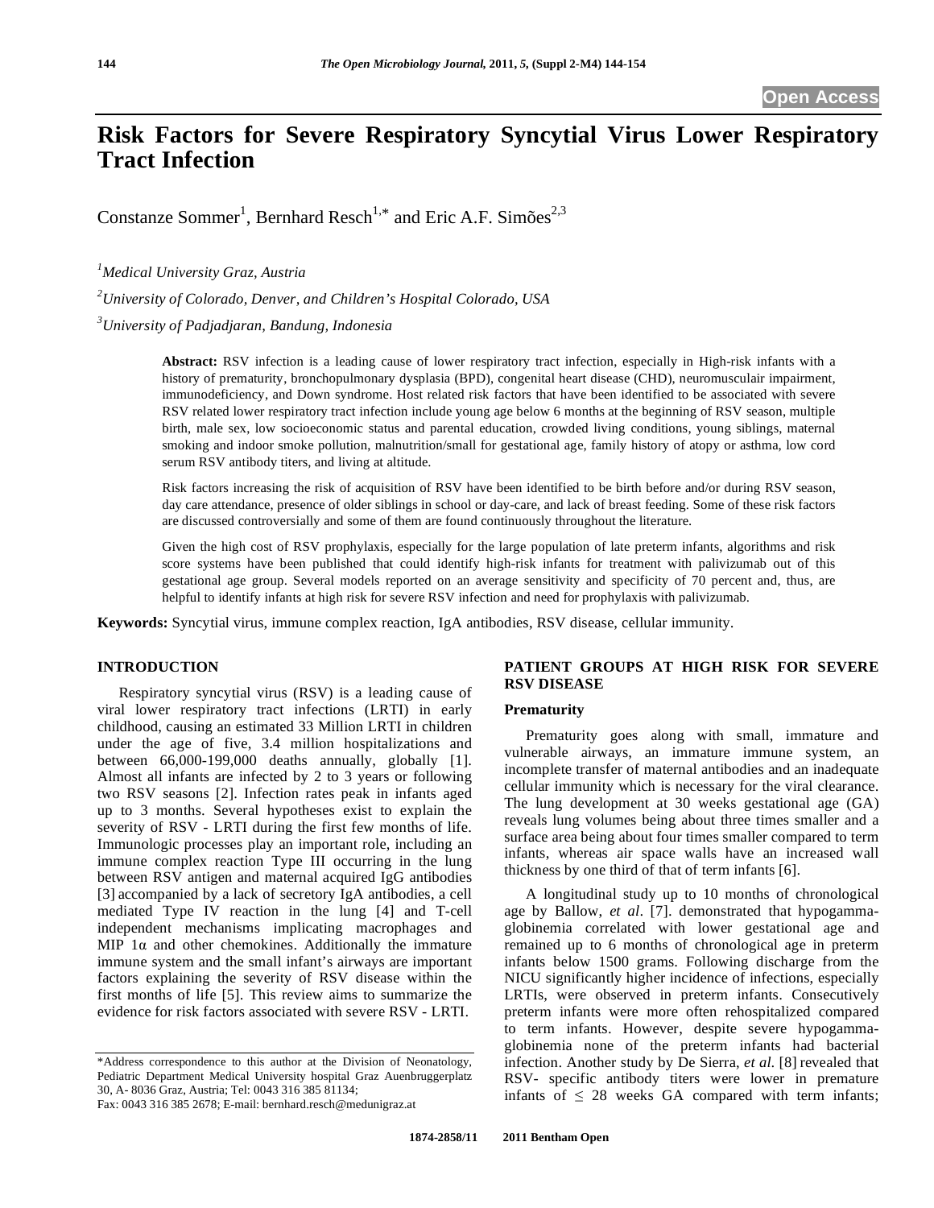Open Access

# Risk Factors for Severe Respiratory Syncytial Virus Lower Respiratory Tract Infection

Constanze Sommer[1], Bernhard Resch[1,*] and Eric A.F. Simões[2,3]

[1]*Medical University Graz, Austria*

[2]*University of Colorado, Denver, and Children's Hospital Colorado, USA*

[3]*University of Padjadjaran, Bandung, Indonesia*

**Abstract:** RSV infection is a leading cause of lower respiratory tract infection, especially in High-risk infants with a history of prematurity, bronchopulmonary dysplasia (BPD), congenital heart disease (CHD), neuromusculair impairment, immunodeficiency, and Down syndrome. Host related risk factors that have been identified to be associated with severe RSV related lower respiratory tract infection include young age below 6 months at the beginning of RSV season, multiple birth, male sex, low socioeconomic status and parental education, crowded living conditions, young siblings, maternal smoking and indoor smoke pollution, malnutrition/small for gestational age, family history of atopy or asthma, low cord serum RSV antibody titers, and living at altitude.

Risk factors increasing the risk of acquisition of RSV have been identified to be birth before and/or during RSV season, day care attendance, presence of older siblings in school or day-care, and lack of breast feeding. Some of these risk factors are discussed controversially and some of them are found continuously throughout the literature.

Given the high cost of RSV prophylaxis, especially for the large population of late preterm infants, algorithms and risk score systems have been published that could identify high-risk infants for treatment with palivizumab out of this gestational age group. Several models reported on an average sensitivity and specificity of 70 percent and, thus, are helpful to identify infants at high risk for severe RSV infection and need for prophylaxis with palivizumab.

**Keywords:** Syncytial virus, immune complex reaction, IgA antibodies, RSV disease, cellular immunity.

## INTRODUCTION

Respiratory syncytial virus (RSV) is a leading cause of viral lower respiratory tract infections (LRTI) in early childhood, causing an estimated 33 Million LRTI in children under the age of five, 3.4 million hospitalizations and between 66,000-199,000 deaths annually, globally [1]. Almost all infants are infected by 2 to 3 years or following two RSV seasons [2]. Infection rates peak in infants aged up to 3 months. Several hypotheses exist to explain the severity of RSV - LRTI during the first few months of life. Immunologic processes play an important role, including an immune complex reaction Type III occurring in the lung between RSV antigen and maternal acquired IgG antibodies [3] accompanied by a lack of secretory IgA antibodies, a cell mediated Type IV reaction in the lung [4] and T-cell independent mechanisms implicating macrophages and MIP 1α and other chemokines. Additionally the immature immune system and the small infant's airways are important factors explaining the severity of RSV disease within the first months of life [5]. This review aims to summarize the evidence for risk factors associated with severe RSV - LRTI.

## PATIENT GROUPS AT HIGH RISK FOR SEVERE RSV DISEASE

### Prematurity

Prematurity goes along with small, immature and vulnerable airways, an immature immune system, an incomplete transfer of maternal antibodies and an inadequate cellular immunity which is necessary for the viral clearance. The lung development at 30 weeks gestational age (GA) reveals lung volumes being about three times smaller and a surface area being about four times smaller compared to term infants, whereas air space walls have an increased wall thickness by one third of that of term infants [6].

A longitudinal study up to 10 months of chronological age by Ballow, *et al*. [7]. demonstrated that hypogammaglobinemia correlated with lower gestational age and remained up to 6 months of chronological age in preterm infants below 1500 grams. Following discharge from the NICU significantly higher incidence of infections, especially LRTIs, were observed in preterm infants. Consecutively preterm infants were more often rehospitalized compared to term infants. However, despite severe hypogammaglobinemia none of the preterm infants had bacterial infection. Another study by De Sierra, *et al.* [8] revealed that RSV- specific antibody titers were lower in premature infants of ≤ 28 weeks GA compared with term infants;

*Address correspondence to this author at the Division of Neonatology, Pediatric Department Medical University hospital Graz Auenbruggerplatz 30, A- 8036 Graz, Austria; Tel: 0043 316 385 81134;
Fax: 0043 316 385 2678; E-mail: bernhard.resch@medunigraz.at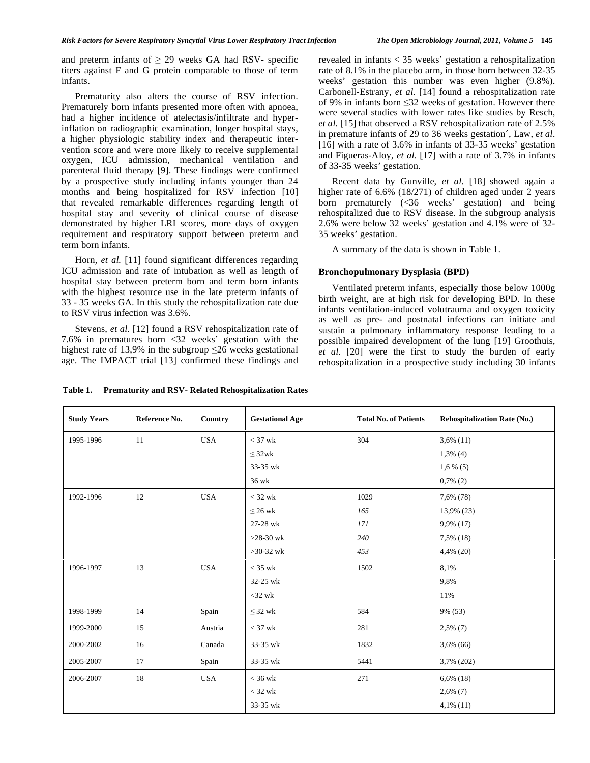and preterm infants of ≥ 29 weeks GA had RSV- specific titers against F and G protein comparable to those of term infants.

Prematurity also alters the course of RSV infection. Prematurely born infants presented more often with apnoea, had a higher incidence of atelectasis/infiltrate and hyperinflation on radiographic examination, longer hospital stays, a higher physiologic stability index and therapeutic intervention score and were more likely to receive supplemental oxygen, ICU admission, mechanical ventilation and parenteral fluid therapy [9]. These findings were confirmed by a prospective study including infants younger than 24 months and being hospitalized for RSV infection [10] that revealed remarkable differences regarding length of hospital stay and severity of clinical course of disease demonstrated by higher LRI scores, more days of oxygen requirement and respiratory support between preterm and term born infants.

Horn, *et al.* [11] found significant differences regarding ICU admission and rate of intubation as well as length of hospital stay between preterm born and term born infants with the highest resource use in the late preterm infants of 33 - 35 weeks GA. In this study the rehospitalization rate due to RSV virus infection was 3.6%.

Stevens, *et al.* [12] found a RSV rehospitalization rate of 7.6% in prematures born <32 weeks' gestation with the highest rate of 13,9% in the subgroup ≤26 weeks gestational age. The IMPACT trial [13] confirmed these findings and revealed in infants < 35 weeks' gestation a rehospitalization rate of 8.1% in the placebo arm, in those born between 32-35 weeks' gestation this number was even higher (9.8%). Carbonell-Estrany, *et al.* [14] found a rehospitalization rate of 9% in infants born ≤32 weeks of gestation. However there were several studies with lower rates like studies by Resch, *et al.* [15] that observed a RSV rehospitalization rate of 2.5% in premature infants of 29 to 36 weeks gestation´, Law, *et al.* [16] with a rate of 3.6% in infants of 33-35 weeks' gestation and Figueras-Aloy, *et al.* [17] with a rate of 3.7% in infants of 33-35 weeks' gestation.

Recent data by Gunville, *et al.* [18] showed again a higher rate of 6.6% (18/271) of children aged under 2 years born prematurely (<36 weeks' gestation) and being rehospitalized due to RSV disease. In the subgroup analysis 2.6% were below 32 weeks' gestation and 4.1% were of 32-35 weeks' gestation.

A summary of the data is shown in Table **1**.

### Bronchopulmonary Dysplasia (BPD)

Ventilated preterm infants, especially those below 1000g birth weight, are at high risk for developing BPD. In these infants ventilation-induced volutrauma and oxygen toxicity as well as pre- and postnatal infections can initiate and sustain a pulmonary inflammatory response leading to a possible impaired development of the lung [19] Groothuis, *et al.* [20] were the first to study the burden of early rehospitalization in a prospective study including 30 infants

**Table 1. Prematurity and RSV- Related Rehospitalization Rates**

| Study Years | Reference No. | Country | Gestational Age | Total No. of Patients | Rehospitalization Rate (No.) |
|---|---|---|---|---|---|
| 1995-1996 | 11 | USA | < 37 wk | 304 | 3,6% (11) |
| | | | ≤ 32wk | | 1,3% (4) |
| | | | 33-35 wk | | 1,6 % (5) |
| | | | 36 wk | | 0,7% (2) |
| 1992-1996 | 12 | USA | < 32 wk | 1029 | 7,6% (78) |
| | | | ≤ 26 wk | *165* | 13,9% (23) |
| | | | 27-28 wk | *171* | 9,9% (17) |
| | | | >28-30 wk | *240* | 7,5% (18) |
| | | | >30-32 wk | *453* | 4,4% (20) |
| 1996-1997 | 13 | USA | < 35 wk | 1502 | 8,1% |
| | | | 32-25 wk | | 9,8% |
| | | | <32 wk | | 11% |
| 1998-1999 | 14 | Spain | ≤ 32 wk | 584 | 9% (53) |
| 1999-2000 | 15 | Austria | < 37 wk | 281 | 2,5% (7) |
| 2000-2002 | 16 | Canada | 33-35 wk | 1832 | 3,6% (66) |
| 2005-2007 | 17 | Spain | 33-35 wk | 5441 | 3,7% (202) |
| 2006-2007 | 18 | USA | < 36 wk | 271 | 6,6% (18) |
| | | | < 32 wk | | 2,6% (7) |
| | | | 33-35 wk | | 4,1% (11) |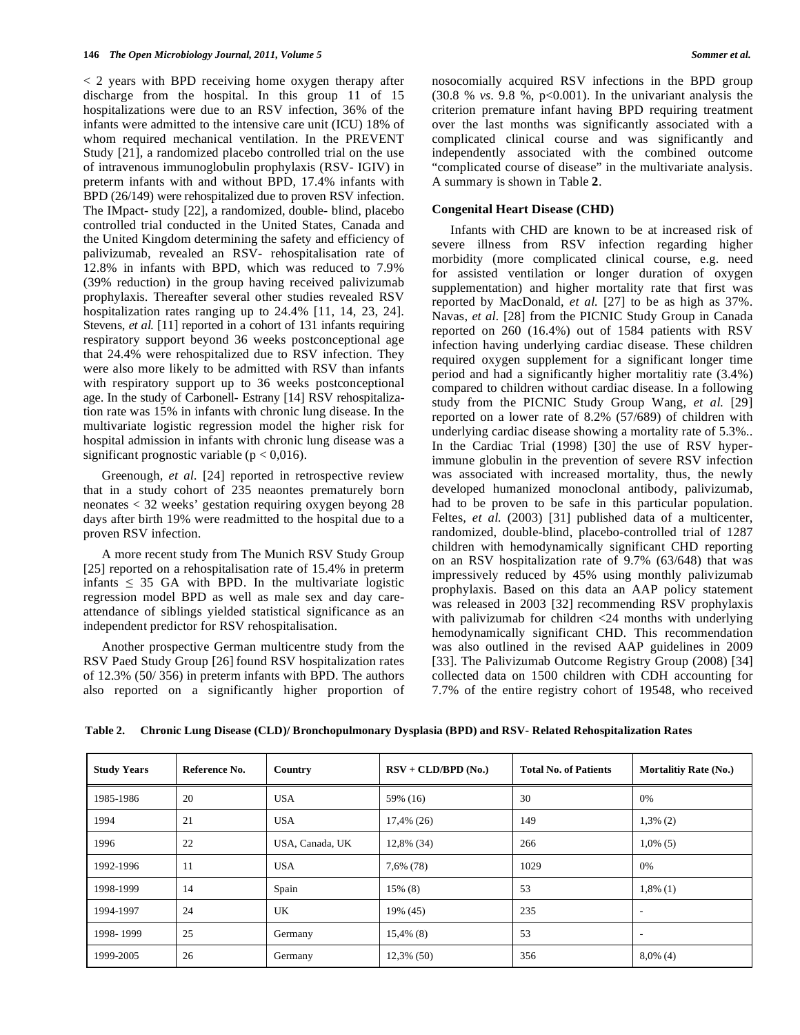< 2 years with BPD receiving home oxygen therapy after discharge from the hospital. In this group 11 of 15 hospitalizations were due to an RSV infection, 36% of the infants were admitted to the intensive care unit (ICU) 18% of whom required mechanical ventilation. In the PREVENT Study [21], a randomized placebo controlled trial on the use of intravenous immunoglobulin prophylaxis (RSV- IGIV) in preterm infants with and without BPD, 17.4% infants with BPD (26/149) were rehospitalized due to proven RSV infection. The IMpact- study [22], a randomized, double- blind, placebo controlled trial conducted in the United States, Canada and the United Kingdom determining the safety and efficiency of palivizumab, revealed an RSV- rehospitalisation rate of 12.8% in infants with BPD, which was reduced to 7.9% (39% reduction) in the group having received palivizumab prophylaxis. Thereafter several other studies revealed RSV hospitalization rates ranging up to 24.4% [11, 14, 23, 24]. Stevens, *et al.* [11] reported in a cohort of 131 infants requiring respiratory support beyond 36 weeks postconceptional age that 24.4% were rehospitalized due to RSV infection. They were also more likely to be admitted with RSV than infants with respiratory support up to 36 weeks postconceptional age. In the study of Carbonell- Estrany [14] RSV rehospitalization rate was 15% in infants with chronic lung disease. In the multivariate logistic regression model the higher risk for hospital admission in infants with chronic lung disease was a significant prognostic variable ($p < 0{,}016$).

Greenough, *et al.* [24] reported in retrospective review that in a study cohort of 235 neaontes prematurely born neonates < 32 weeks' gestation requiring oxygen beyong 28 days after birth 19% were readmitted to the hospital due to a proven RSV infection.

A more recent study from The Munich RSV Study Group [25] reported on a rehospitalisation rate of 15.4% in preterm infants $\leq$ 35 GA with BPD. In the multivariate logistic regression model BPD as well as male sex and day care-attendance of siblings yielded statistical significance as an independent predictor for RSV rehospitalisation.

Another prospective German multicentre study from the RSV Paed Study Group [26] found RSV hospitalization rates of 12.3% (50/ 356) in preterm infants with BPD. The authors also reported on a significantly higher proportion of nosocomially acquired RSV infections in the BPD group (30.8 % *vs.* 9.8 %, $p<0.001$). In the univariant analysis the criterion premature infant having BPD requiring treatment over the last months was significantly associated with a complicated clinical course and was significantly and independently associated with the combined outcome "complicated course of disease" in the multivariate analysis. A summary is shown in Table **2**.

### Congenital Heart Disease (CHD)

Infants with CHD are known to be at increased risk of severe illness from RSV infection regarding higher morbidity (more complicated clinical course, e.g. need for assisted ventilation or longer duration of oxygen supplementation) and higher mortality rate that first was reported by MacDonald, *et al.* [27] to be as high as 37%. Navas, *et al.* [28] from the PICNIC Study Group in Canada reported on 260 (16.4%) out of 1584 patients with RSV infection having underlying cardiac disease. These children required oxygen supplement for a significant longer time period and had a significantly higher mortalitiy rate (3.4%) compared to children without cardiac disease. In a following study from the PICNIC Study Group Wang, *et al.* [29] reported on a lower rate of 8.2% (57/689) of children with underlying cardiac disease showing a mortality rate of 5.3%.. In the Cardiac Trial (1998) [30] the use of RSV hyper-immune globulin in the prevention of severe RSV infection was associated with increased mortality, thus, the newly developed humanized monoclonal antibody, palivizumab, had to be proven to be safe in this particular population. Feltes, *et al.* (2003) [31] published data of a multicenter, randomized, double-blind, placebo-controlled trial of 1287 children with hemodynamically significant CHD reporting on an RSV hospitalization rate of 9.7% (63/648) that was impressively reduced by 45% using monthly palivizumab prophylaxis. Based on this data an AAP policy statement was released in 2003 [32] recommending RSV prophylaxis with palivizumab for children <24 months with underlying hemodynamically significant CHD. This recommendation was also outlined in the revised AAP guidelines in 2009 [33]. The Palivizumab Outcome Registry Group (2008) [34] collected data on 1500 children with CDH accounting for 7.7% of the entire registry cohort of 19548, who received

**Table 2. Chronic Lung Disease (CLD)/ Bronchopulmonary Dysplasia (BPD) and RSV- Related Rehospitalization Rates**

| Study Years | Reference No. | Country | RSV + CLD/BPD (No.) | Total No. of Patients | Mortalitiy Rate (No.) |
|---|---|---|---|---|---|
| 1985-1986 | 20 | USA | 59% (16) | 30 | 0% |
| 1994 | 21 | USA | 17,4% (26) | 149 | 1,3% (2) |
| 1996 | 22 | USA, Canada, UK | 12,8% (34) | 266 | 1,0% (5) |
| 1992-1996 | 11 | USA | 7,6% (78) | 1029 | 0% |
| 1998-1999 | 14 | Spain | 15% (8) | 53 | 1,8% (1) |
| 1994-1997 | 24 | UK | 19% (45) | 235 | - |
| 1998- 1999 | 25 | Germany | 15,4% (8) | 53 | - |
| 1999-2005 | 26 | Germany | 12,3% (50) | 356 | 8,0% (4) |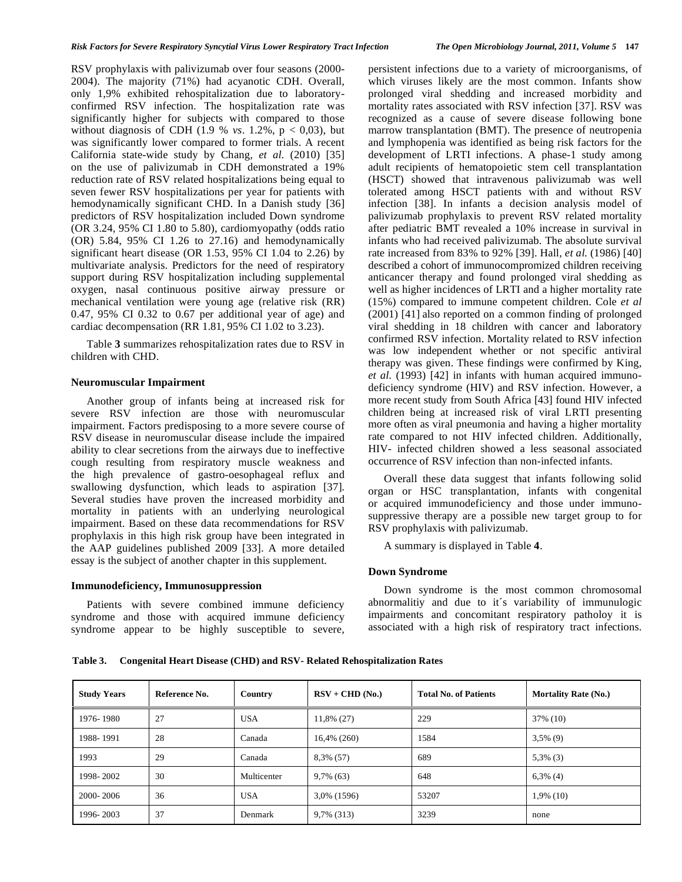RSV prophylaxis with palivizumab over four seasons (2000-2004). The majority (71%) had acyanotic CDH. Overall, only 1,9% exhibited rehospitalization due to laboratory-confirmed RSV infection. The hospitalization rate was significantly higher for subjects with compared to those without diagnosis of CDH (1.9 % *vs*. 1.2%, $p < 0,03$), but was significantly lower compared to former trials. A recent California state-wide study by Chang, *et al.* (2010) [35] on the use of palivizumab in CDH demonstrated a 19% reduction rate of RSV related hospitalizations being equal to seven fewer RSV hospitalizations per year for patients with hemodynamically significant CHD. In a Danish study [36] predictors of RSV hospitalization included Down syndrome (OR 3.24, 95% CI 1.80 to 5.80), cardiomyopathy (odds ratio (OR) 5.84, 95% CI 1.26 to 27.16) and hemodynamically significant heart disease (OR 1.53, 95% CI 1.04 to 2.26) by multivariate analysis. Predictors for the need of respiratory support during RSV hospitalization including supplemental oxygen, nasal continuous positive airway pressure or mechanical ventilation were young age (relative risk (RR) 0.47, 95% CI 0.32 to 0.67 per additional year of age) and cardiac decompensation (RR 1.81, 95% CI 1.02 to 3.23).

Table **3** summarizes rehospitalization rates due to RSV in children with CHD.

### Neuromuscular Impairment

Another group of infants being at increased risk for severe RSV infection are those with neuromuscular impairment. Factors predisposing to a more severe course of RSV disease in neuromuscular disease include the impaired ability to clear secretions from the airways due to ineffective cough resulting from respiratory muscle weakness and the high prevalence of gastro-oesophageal reflux and swallowing dysfunction, which leads to aspiration [37]. Several studies have proven the increased morbidity and mortality in patients with an underlying neurological impairment. Based on these data recommendations for RSV prophylaxis in this high risk group have been integrated in the AAP guidelines published 2009 [33]. A more detailed essay is the subject of another chapter in this supplement.

### Immunodeficiency, Immunosuppression

Patients with severe combined immune deficiency syndrome and those with acquired immune deficiency syndrome appear to be highly susceptible to severe, persistent infections due to a variety of microorganisms, of which viruses likely are the most common. Infants show prolonged viral shedding and increased morbidity and mortality rates associated with RSV infection [37]. RSV was recognized as a cause of severe disease following bone marrow transplantation (BMT). The presence of neutropenia and lymphopenia was identified as being risk factors for the development of LRTI infections. A phase-1 study among adult recipients of hematopoietic stem cell transplantation (HSCT) showed that intravenous palivizumab was well tolerated among HSCT patients with and without RSV infection [38]. In infants a decision analysis model of palivizumab prophylaxis to prevent RSV related mortality after pediatric BMT revealed a 10% increase in survival in infants who had received palivizumab. The absolute survival rate increased from 83% to 92% [39]. Hall, *et al.* (1986) [40] described a cohort of immunocompromized children receiving anticancer therapy and found prolonged viral shedding as well as higher incidences of LRTI and a higher mortality rate (15%) compared to immune competent children. Cole *et al* (2001) [41] also reported on a common finding of prolonged viral shedding in 18 children with cancer and laboratory confirmed RSV infection. Mortality related to RSV infection was low independent whether or not specific antiviral therapy was given. These findings were confirmed by King, *et al.* (1993) [42] in infants with human acquired immunodeficiency syndrome (HIV) and RSV infection. However, a more recent study from South Africa [43] found HIV infected children being at increased risk of viral LRTI presenting more often as viral pneumonia and having a higher mortality rate compared to not HIV infected children. Additionally, HIV- infected children showed a less seasonal associated occurrence of RSV infection than non-infected infants.

Overall these data suggest that infants following solid organ or HSC transplantation, infants with congenital or acquired immunodeficiency and those under immunosuppressive therapy are a possible new target group to for RSV prophylaxis with palivizumab.

A summary is displayed in Table **4**.

### Down Syndrome

Down syndrome is the most common chromosomal abnormalitiy and due to it´s variability of immunulogic impairments and concomitant respiratory patholoy it is associated with a high risk of respiratory tract infections.

**Table 3. Congenital Heart Disease (CHD) and RSV- Related Rehospitalization Rates**

| Study Years | Reference No. | Country | RSV + CHD (No.) | Total No. of Patients | Mortality Rate (No.) |
|---|---|---|---|---|---|
| 1976- 1980 | 27 | USA | 11,8% (27) | 229 | 37% (10) |
| 1988- 1991 | 28 | Canada | 16,4% (260) | 1584 | 3,5% (9) |
| 1993 | 29 | Canada | 8,3% (57) | 689 | 5,3% (3) |
| 1998- 2002 | 30 | Multicenter | 9,7% (63) | 648 | 6,3% (4) |
| 2000- 2006 | 36 | USA | 3,0% (1596) | 53207 | 1,9% (10) |
| 1996- 2003 | 37 | Denmark | 9,7% (313) | 3239 | none |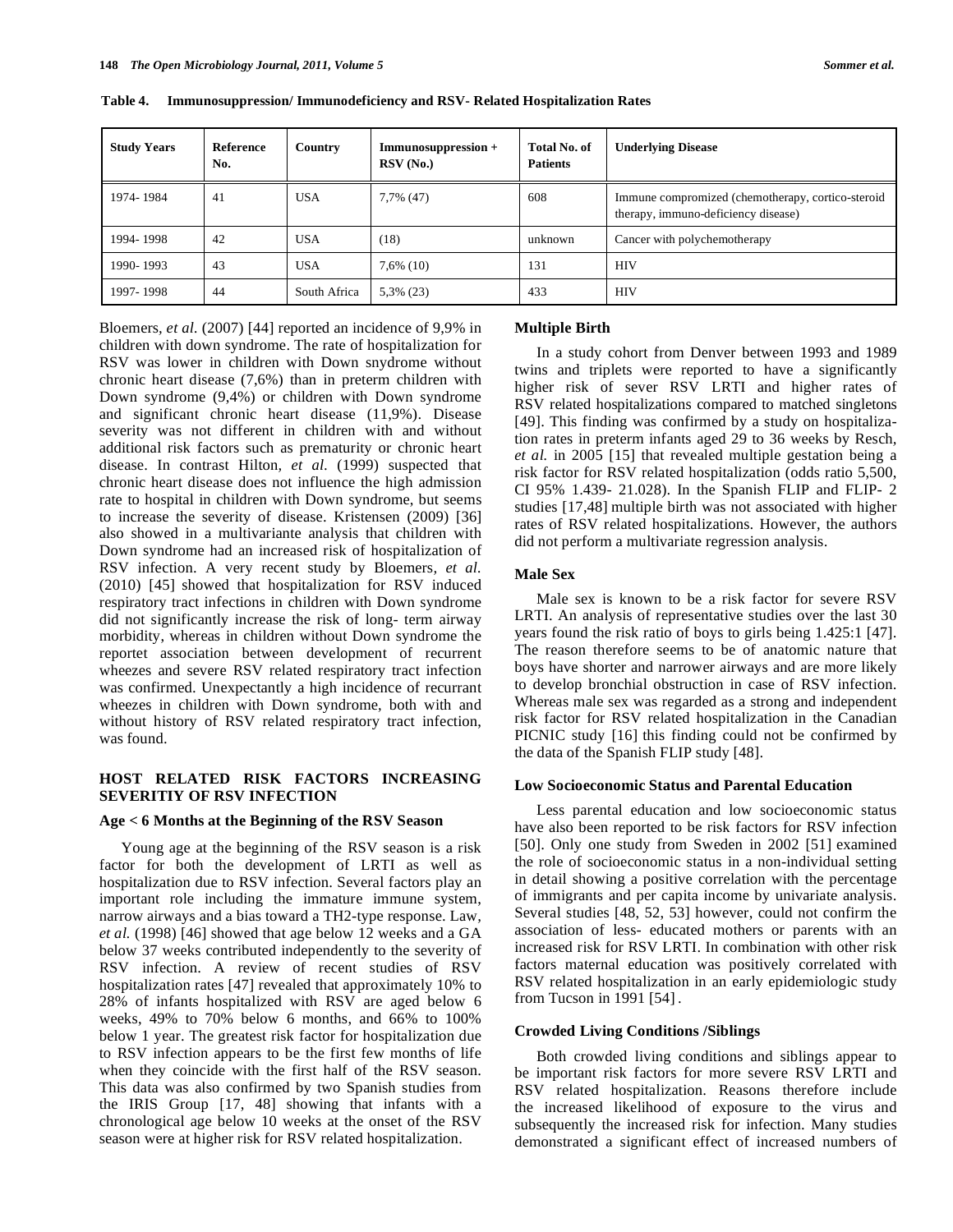**Table 4. Immunosuppression/ Immunodeficiency and RSV- Related Hospitalization Rates**

| Study Years | Reference No. | Country | Immunosuppression + RSV (No.) | Total No. of Patients | Underlying Disease |
|---|---|---|---|---|---|
| 1974- 1984 | 41 | USA | 7,7% (47) | 608 | Immune compromized (chemotherapy, cortico-steroid therapy, immuno-deficiency disease) |
| 1994- 1998 | 42 | USA | (18) | unknown | Cancer with polychemotherapy |
| 1990- 1993 | 43 | USA | 7,6% (10) | 131 | HIV |
| 1997- 1998 | 44 | South Africa | 5,3% (23) | 433 | HIV |

Bloemers, *et al.* (2007) [44] reported an incidence of 9,9% in children with down syndrome. The rate of hospitalization for RSV was lower in children with Down snydrome without chronic heart disease (7,6%) than in preterm children with Down syndrome (9,4%) or children with Down syndrome and significant chronic heart disease (11,9%). Disease severity was not different in children with and without additional risk factors such as prematurity or chronic heart disease. In contrast Hilton, *et al.* (1999) suspected that chronic heart disease does not influence the high admission rate to hospital in children with Down syndrome, but seems to increase the severity of disease. Kristensen (2009) [36] also showed in a multivariante analysis that children with Down syndrome had an increased risk of hospitalization of RSV infection. A very recent study by Bloemers, *et al.* (2010) [45] showed that hospitalization for RSV induced respiratory tract infections in children with Down syndrome did not significantly increase the risk of long- term airway morbidity, whereas in children without Down syndrome the reportet association between development of recurrent wheezes and severe RSV related respiratory tract infection was confirmed. Unexpectantly a high incidence of recurrant wheezes in children with Down syndrome, both with and without history of RSV related respiratory tract infection, was found.

## HOST RELATED RISK FACTORS INCREASING SEVERITIY OF RSV INFECTION

### Age < 6 Months at the Beginning of the RSV Season

Young age at the beginning of the RSV season is a risk factor for both the development of LRTI as well as hospitalization due to RSV infection. Several factors play an important role including the immature immune system, narrow airways and a bias toward a TH2-type response. Law, *et al.* (1998) [46] showed that age below 12 weeks and a GA below 37 weeks contributed independently to the severity of RSV infection. A review of recent studies of RSV hospitalization rates [47] revealed that approximately 10% to 28% of infants hospitalized with RSV are aged below 6 weeks, 49% to 70% below 6 months, and 66% to 100% below 1 year. The greatest risk factor for hospitalization due to RSV infection appears to be the first few months of life when they coincide with the first half of the RSV season. This data was also confirmed by two Spanish studies from the IRIS Group [17, 48] showing that infants with a chronological age below 10 weeks at the onset of the RSV season were at higher risk for RSV related hospitalization.

### Multiple Birth

In a study cohort from Denver between 1993 and 1989 twins and triplets were reported to have a significantly higher risk of sever RSV LRTI and higher rates of RSV related hospitalizations compared to matched singletons [49]. This finding was confirmed by a study on hospitalization rates in preterm infants aged 29 to 36 weeks by Resch, *et al.* in 2005 [15] that revealed multiple gestation being a risk factor for RSV related hospitalization (odds ratio 5,500, CI 95% 1.439- 21.028). In the Spanish FLIP and FLIP- 2 studies [17,48] multiple birth was not associated with higher rates of RSV related hospitalizations. However, the authors did not perform a multivariate regression analysis.

### Male Sex

Male sex is known to be a risk factor for severe RSV LRTI. An analysis of representative studies over the last 30 years found the risk ratio of boys to girls being 1.425:1 [47]. The reason therefore seems to be of anatomic nature that boys have shorter and narrower airways and are more likely to develop bronchial obstruction in case of RSV infection. Whereas male sex was regarded as a strong and independent risk factor for RSV related hospitalization in the Canadian PICNIC study [16] this finding could not be confirmed by the data of the Spanish FLIP study [48].

### Low Socioeconomic Status and Parental Education

Less parental education and low socioeconomic status have also been reported to be risk factors for RSV infection [50]. Only one study from Sweden in 2002 [51] examined the role of socioeconomic status in a non-individual setting in detail showing a positive correlation with the percentage of immigrants and per capita income by univariate analysis. Several studies [48, 52, 53] however, could not confirm the association of less- educated mothers or parents with an increased risk for RSV LRTI. In combination with other risk factors maternal education was positively correlated with RSV related hospitalization in an early epidemiologic study from Tucson in 1991 [54].

### Crowded Living Conditions /Siblings

Both crowded living conditions and siblings appear to be important risk factors for more severe RSV LRTI and RSV related hospitalization. Reasons therefore include the increased likelihood of exposure to the virus and subsequently the increased risk for infection. Many studies demonstrated a significant effect of increased numbers of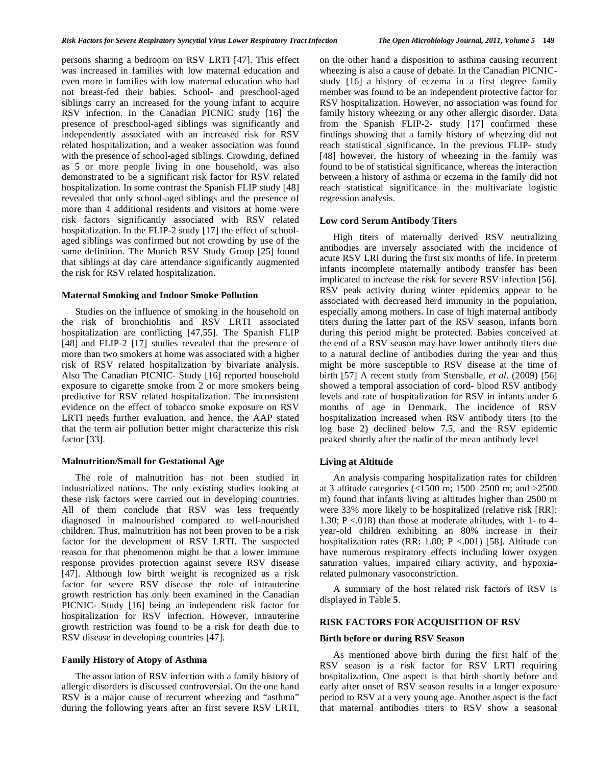persons sharing a bedroom on RSV LRTI [47]. This effect was increased in families with low maternal education and even more in families with low maternal education who had not breast-fed their babies. School- and preschool-aged siblings carry an increased for the young infant to acquire RSV infection. In the Canadian PICNIC study [16] the presence of preschool-aged siblings was significantly and independently associated with an increased risk for RSV related hospitalization, and a weaker association was found with the presence of school-aged siblings. Crowding, defined as 5 or more people living in one household, was also demonstrated to be a significant risk factor for RSV related hospitalization. In some contrast the Spanish FLIP study [48] revealed that only school-aged siblings and the presence of more than 4 additional residents and visitors at home were risk factors significantly associated with RSV related hospitalization. In the FLIP-2 study [17] the effect of school-aged siblings was confirmed but not crowding by use of the same definition. The Munich RSV Study Group [25] found that siblings at day care attendance significantly augmented the risk for RSV related hospitalization.

### Maternal Smoking and Indoor Smoke Pollution

Studies on the influence of smoking in the household on the risk of bronchiolitis and RSV LRTI associated hospitalization are conflicting [47,55]. The Spanish FLIP [48] and FLIP-2 [17] studies revealed that the presence of more than two smokers at home was associated with a higher risk of RSV related hospitalization by bivariate analysis. Also The Canadian PICNIC- Study [16] reported household exposure to cigarette smoke from 2 or more smokers being predictive for RSV related hospitalization. The inconsistent evidence on the effect of tobacco smoke exposure on RSV LRTI needs further evaluation, and hence, the AAP stated that the term air pollution better might characterize this risk factor [33].

### Malnutrition/Small for Gestational Age

The role of malnutrition has not been studied in industrialized nations. The only existing studies looking at these risk factors were carried out in developing countries. All of them conclude that RSV was less frequently diagnosed in malnourished compared to well-nourished children. Thus, malnutrition has not been proven to be a risk factor for the development of RSV LRTI. The suspected reason for that phenomenon might be that a lower immune response provides protection against severe RSV disease [47]. Although low birth weight is recognized as a risk factor for severe RSV disease the role of intrauterine growth restriction has only been examined in the Canadian PICNIC- Study [16] being an independent risk factor for hospitalization for RSV infection. However, intrauterine growth restriction was found to be a risk for death due to RSV disease in developing countries [47].

### Family History of Atopy of Asthma

The association of RSV infection with a family history of allergic disorders is discussed controversial. On the one hand RSV is a major cause of recurrent wheezing and "asthma" during the following years after an first severe RSV LRTI, on the other hand a disposition to asthma causing recurrent wheezing is also a cause of debate. In the Canadian PICNIC-study [16] a history of eczema in a first degree family member was found to be an independent protective factor for RSV hospitalization. However, no association was found for family history wheezing or any other allergic disorder. Data from the Spanish FLIP-2- study [17] confirmed these findings showing that a family history of wheezing did not reach statistical significance. In the previous FLIP- study [48] however, the history of wheezing in the family was found to be of statistical significance, whereas the interaction between a history of asthma or eczema in the family did not reach statistical significance in the multivariate logistic regression analysis.

### Low cord Serum Antibody Titers

High titers of maternally derived RSV neutralizing antibodies are inversely associated with the incidence of acute RSV LRI during the first six months of life. In preterm infants incomplete maternally antibody transfer has been implicated to increase the risk for severe RSV infection [56]. RSV peak activity during winter epidemics appear to be associated with decreased herd immunity in the population, especially among mothers. In case of high maternal antibody titers during the latter part of the RSV season, infants born during this period might be protected. Babies conceived at the end of a RSV season may have lower antibody titers due to a natural decline of antibodies during the year and thus might be more susceptible to RSV disease at the time of birth [57] A recent study from Stensballe, *et al.* (2009) [56] showed a temporal association of cord- blood RSV antibody levels and rate of hospitalization for RSV in infants under 6 months of age in Denmark. The incidence of RSV hospitalization increased when RSV antibody titers (to the log base 2) declined below 7.5, and the RSV epidemic peaked shortly after the nadir of the mean antibody level

### Living at Altitude

An analysis comparing hospitalization rates for children at 3 altitude categories (<1500 m; 1500–2500 m; and >2500 m) found that infants living at altitudes higher than 2500 m were 33% more likely to be hospitalized (relative risk [RR]: 1.30; $P < .018$) than those at moderate altitudes, with 1- to 4-year-old children exhibiting an 80% increase in their hospitalization rates (RR: 1.80; $P < .001$) [58]. Altitude can have numerous respiratory effects including lower oxygen saturation values, impaired ciliary activity, and hypoxia-related pulmonary vasoconstriction.

A summary of the host related risk factors of RSV is displayed in Table **5**.

## RISK FACTORS FOR ACQUISITION OF RSV

### Birth before or during RSV Season

As mentioned above birth during the first half of the RSV season is a risk factor for RSV LRTI requiring hospitalization. One aspect is that birth shortly before and early after onset of RSV season results in a longer exposure period to RSV at a very young age. Another aspect is the fact that maternal antibodies titers to RSV show a seasonal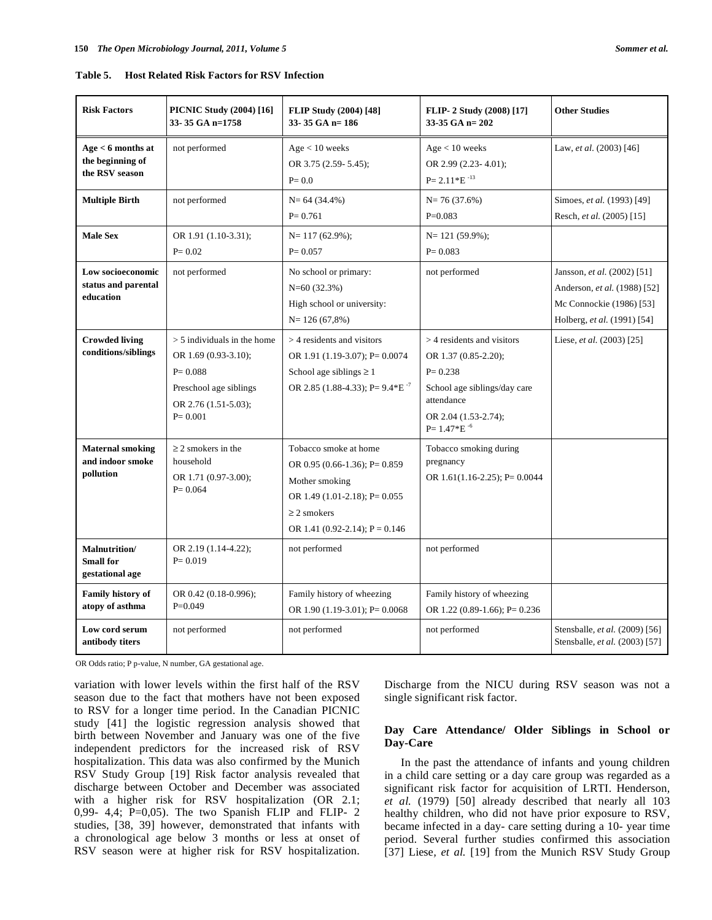**Table 5. Host Related Risk Factors for RSV Infection**

| Risk Factors | PICNIC Study (2004) [16] 33- 35 GA n=1758 | FLIP Study (2004) [48] 33- 35 GA n= 186 | FLIP- 2 Study (2008) [17] 33-35 GA n= 202 | Other Studies |
|---|---|---|---|---|
| **Age < 6 months at the beginning of the RSV season** | not performed | Age < 10 weeks<br>OR 3.75 (2.59- 5.45);<br>P= 0.0 | Age < 10 weeks<br>OR 2.99 (2.23- 4.01);<br>P= 2.11*E $^{-13}$ | Law, *et al.* (2003) [46] |
| **Multiple Birth** | not performed | N= 64 (34.4%)<br>P= 0.761 | N= 76 (37.6%)<br>P=0.083 | Simoes, *et al.* (1993) [49]<br>Resch, *et al.* (2005) [15] |
| **Male Sex** | OR 1.91 (1.10-3.31);<br>P= 0.02 | N= 117 (62.9%);<br>P= 0.057 | N= 121 (59.9%);<br>P= 0.083 | |
| **Low socioeconomic status and parental education** | not performed | No school or primary:<br>N=60 (32.3%)<br>High school or university:<br>N= 126 (67,8%) | not performed | Jansson, *et al.* (2002) [51]<br>Anderson, *et al.* (1988) [52]<br>Mc Connockie (1986) [53]<br>Holberg, *et al.* (1991) [54] |
| **Crowded living conditions/siblings** | > 5 individuals in the home<br>OR 1.69 (0.93-3.10);<br>P= 0.088<br>Preschool age siblings<br>OR 2.76 (1.51-5.03);<br>P= 0.001 | > 4 residents and visitors<br>OR 1.91 (1.19-3.07); P= 0.0074<br>School age siblings ≥ 1<br>OR 2.85 (1.88-4.33); P= 9.4*E $^{-7}$ | > 4 residents and visitors<br>OR 1.37 (0.85-2.20);<br>P= 0.238<br>School age siblings/day care attendance<br>OR 2.04 (1.53-2.74);<br>P= 1.47*E $^{-6}$ | Liese, *et al.* (2003) [25] |
| **Maternal smoking and indoor smoke pollution** | ≥ 2 smokers in the household<br>OR 1.71 (0.97-3.00);<br>P= 0.064 | Tobacco smoke at home<br>OR 0.95 (0.66-1.36); P= 0.859<br>Mother smoking<br>OR 1.49 (1.01-2.18); P= 0.055<br>≥ 2 smokers<br>OR 1.41 (0.92-2.14); P = 0.146 | Tobacco smoking during pregnancy<br>OR 1.61(1.16-2.25); P= 0.0044 | |
| **Malnutrition/ Small for gestational age** | OR 2.19 (1.14-4.22);<br>P= 0.019 | not performed | not performed | |
| **Family history of atopy of asthma** | OR 0.42 (0.18-0.996);<br>P=0.049 | Family history of wheezing<br>OR 1.90 (1.19-3.01); P= 0.0068 | Family history of wheezing<br>OR 1.22 (0.89-1.66); P= 0.236 | |
| **Low cord serum antibody titers** | not performed | not performed | not performed | Stensballe, *et al.* (2009) [56]<br>Stensballe, *et al.* (2003) [57] |

OR Odds ratio; P p-value, N number, GA gestational age.

variation with lower levels within the first half of the RSV season due to the fact that mothers have not been exposed to RSV for a longer time period. In the Canadian PICNIC study [41] the logistic regression analysis showed that birth between November and January was one of the five independent predictors for the increased risk of RSV hospitalization. This data was also confirmed by the Munich RSV Study Group [19] Risk factor analysis revealed that discharge between October and December was associated with a higher risk for RSV hospitalization (OR 2.1; 0,99- 4,4; P=0,05). The two Spanish FLIP and FLIP- 2 studies, [38, 39] however, demonstrated that infants with a chronological age below 3 months or less at onset of RSV season were at higher risk for RSV hospitalization. Discharge from the NICU during RSV season was not a single significant risk factor.

### Day Care Attendance/ Older Siblings in School or Day-Care

In the past the attendance of infants and young children in a child care setting or a day care group was regarded as a significant risk factor for acquisition of LRTI. Henderson, *et al.* (1979) [50] already described that nearly all 103 healthy children, who did not have prior exposure to RSV, became infected in a day- care setting during a 10- year time period. Several further studies confirmed this association [37] Liese, *et al.* [19] from the Munich RSV Study Group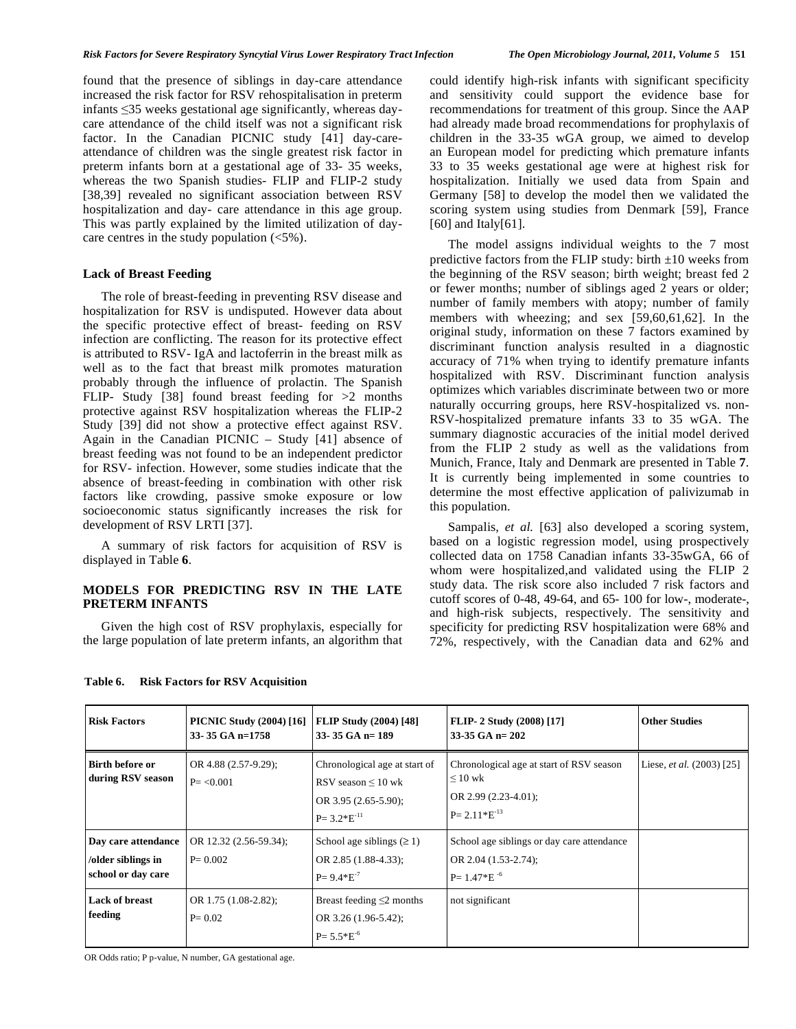found that the presence of siblings in day-care attendance increased the risk factor for RSV rehospitalisation in preterm infants ≤35 weeks gestational age significantly, whereas day-care attendance of the child itself was not a significant risk factor. In the Canadian PICNIC study [41] day-care-attendance of children was the single greatest risk factor in preterm infants born at a gestational age of 33- 35 weeks, whereas the two Spanish studies- FLIP and FLIP-2 study [38,39] revealed no significant association between RSV hospitalization and day- care attendance in this age group. This was partly explained by the limited utilization of day-care centres in the study population (<5%).

### Lack of Breast Feeding

The role of breast-feeding in preventing RSV disease and hospitalization for RSV is undisputed. However data about the specific protective effect of breast- feeding on RSV infection are conflicting. The reason for its protective effect is attributed to RSV- IgA and lactoferrin in the breast milk as well as to the fact that breast milk promotes maturation probably through the influence of prolactin. The Spanish FLIP- Study [38] found breast feeding for >2 months protective against RSV hospitalization whereas the FLIP-2 Study [39] did not show a protective effect against RSV. Again in the Canadian PICNIC – Study [41] absence of breast feeding was not found to be an independent predictor for RSV- infection. However, some studies indicate that the absence of breast-feeding in combination with other risk factors like crowding, passive smoke exposure or low socioeconomic status significantly increases the risk for development of RSV LRTI [37].

A summary of risk factors for acquisition of RSV is displayed in Table **6**.

## MODELS FOR PREDICTING RSV IN THE LATE PRETERM INFANTS

Given the high cost of RSV prophylaxis, especially for the large population of late preterm infants, an algorithm that could identify high-risk infants with significant specificity and sensitivity could support the evidence base for recommendations for treatment of this group. Since the AAP had already made broad recommendations for prophylaxis of children in the 33-35 wGA group, we aimed to develop an European model for predicting which premature infants 33 to 35 weeks gestational age were at highest risk for hospitalization. Initially we used data from Spain and Germany [58] to develop the model then we validated the scoring system using studies from Denmark [59], France [60] and Italy[61].

The model assigns individual weights to the 7 most predictive factors from the FLIP study: birth ±10 weeks from the beginning of the RSV season; birth weight; breast fed 2 or fewer months; number of siblings aged 2 years or older; number of family members with atopy; number of family members with wheezing; and sex [59,60,61,62]. In the original study, information on these 7 factors examined by discriminant function analysis resulted in a diagnostic accuracy of 71% when trying to identify premature infants hospitalized with RSV. Discriminant function analysis optimizes which variables discriminate between two or more naturally occurring groups, here RSV-hospitalized vs. non-RSV-hospitalized premature infants 33 to 35 wGA. The summary diagnostic accuracies of the initial model derived from the FLIP 2 study as well as the validations from Munich, France, Italy and Denmark are presented in Table **7**. It is currently being implemented in some countries to determine the most effective application of palivizumab in this population.

Sampalis, *et al.* [63] also developed a scoring system, based on a logistic regression model, using prospectively collected data on 1758 Canadian infants 33-35wGA, 66 of whom were hospitalized,and validated using the FLIP 2 study data. The risk score also included 7 risk factors and cutoff scores of 0-48, 49-64, and 65- 100 for low-, moderate-, and high-risk subjects, respectively. The sensitivity and specificity for predicting RSV hospitalization were 68% and 72%, respectively, with the Canadian data and 62% and

**Table 6. Risk Factors for RSV Acquisition**

| Risk Factors | PICNIC Study (2004) [16] 33- 35 GA n=1758 | FLIP Study (2004) [48] 33- 35 GA n= 189 | FLIP- 2 Study (2008) [17] 33-35 GA n= 202 | Other Studies |
|---|---|---|---|---|
| **Birth before or during RSV season** | OR 4.88 (2.57-9.29); P= <0.001 | Chronological age at start of RSV season ≤ 10 wk OR 3.95 (2.65-5.90); P= 3.2\*E$^{-11}$ | Chronological age at start of RSV season ≤ 10 wk OR 2.99 (2.23-4.01); P= 2.11\*E$^{-13}$ | Liese, *et al.* (2003) [25] |
| **Day care attendance /older siblings in school or day care** | OR 12.32 (2.56-59.34); P= 0.002 | School age siblings (≥ 1) OR 2.85 (1.88-4.33); P= 9.4\*E$^{-7}$ | School age siblings or day care attendance OR 2.04 (1.53-2.74); P= 1.47\*E $^{-6}$ | |
| **Lack of breast feeding** | OR 1.75 (1.08-2.82); P= 0.02 | Breast feeding ≤2 months OR 3.26 (1.96-5.42); P= 5.5\*E$^{-6}$ | not significant | |

OR Odds ratio; P p-value, N number, GA gestational age.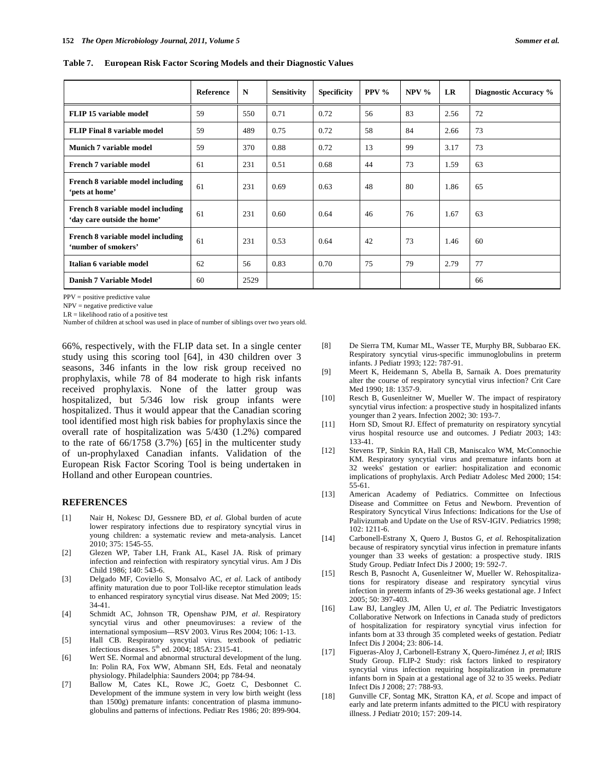**Table 7. European Risk Factor Scoring Models and their Diagnostic Values**

| | Reference | N | Sensitivity | Specificity | PPV % | NPV % | LR | Diagnostic Accuracy % |
|---|---|---|---|---|---|---|---|---|
| **FLIP 15 variable model**‖ | 59 | 550 | 0.71 | 0.72 | 56 | 83 | 2.56 | 72 |
| **FLIP Final 8 variable model** | 59 | 489 | 0.75 | 0.72 | 58 | 84 | 2.66 | 73 |
| **Munich 7 variable model** | 59 | 370 | 0.88 | 0.72 | 13 | 99 | 3.17 | 73 |
| **French 7 variable model** | 61 | 231 | 0.51 | 0.68 | 44 | 73 | 1.59 | 63 |
| **French 8 variable model including 'pets at home'** | 61 | 231 | 0.69 | 0.63 | 48 | 80 | 1.86 | 65 |
| **French 8 variable model including 'day care outside the home'** | 61 | 231 | 0.60 | 0.64 | 46 | 76 | 1.67 | 63 |
| **French 8 variable model including 'number of smokers'** | 61 | 231 | 0.53 | 0.64 | 42 | 73 | 1.46 | 60 |
| **Italian 6 variable model** | 62 | 56 | 0.83 | 0.70 | 75 | 79 | 2.79 | 77 |
| **Danish 7 Variable Model** | 60 | 2529 | | | | | | 66 |

PPV = positive predictive value
NPV = negative predictive value
LR = likelihood ratio of a positive test
Number of children at school was used in place of number of siblings over two years old.

66%, respectively, with the FLIP data set. In a single center study using this scoring tool [64], in 430 children over 3 seasons, 346 infants in the low risk group received no prophylaxis, while 78 of 84 moderate to high risk infants received prophylaxis. None of the latter group was hospitalized, but 5/346 low risk group infants were hospitalized. Thus it would appear that the Canadian scoring tool identified most high risk babies for prophylaxis since the overall rate of hospitalization was 5/430 (1.2%) compared to the rate of 66/1758 (3.7%) [65] in the multicenter study of un-prophylaxed Canadian infants. Validation of the European Risk Factor Scoring Tool is being undertaken in Holland and other European countries.

## REFERENCES

[1] Nair H, Nokesc DJ, Gessnere BD, *et al*. Global burden of acute lower respiratory infections due to respiratory syncytial virus in young children: a systematic review and meta-analysis. Lancet 2010; 375: 1545-55.

[2] Glezen WP, Taber LH, Frank AL, Kasel JA. Risk of primary infection and reinfection with respiratory syncytial virus. Am J Dis Child 1986; 140: 543-6.

[3] Delgado MF, Coviello S, Monsalvo AC, *et al.* Lack of antibody affinity maturation due to poor Toll-like receptor stimulation leads to enhanced respiratory syncytial virus disease. Nat Med 2009; 15: 34-41.

[4] Schmidt AC, Johnson TR, Openshaw PJM, *et al*. Respiratory syncytial virus and other pneumoviruses: a review of the international symposium—RSV 2003. Virus Res 2004; 106: 1-13.

[5] Hall CB. Respiratory syncytial virus. textbook of pediatric infectious diseases. 5th ed. 2004; 185A: 2315-41.

[6] Wert SE. Normal and abnormal structural development of the lung. In: Polin RA, Fox WW, Abmann SH, Eds. Fetal and neonataly physiology. Philadelphia: Saunders 2004; pp 784-94.

[7] Ballow M, Cates KL, Rowe JC, Goetz C, Desbonnet C. Development of the immune system in very low birth weight (less than 1500g) premature infants: concentration of plasma immunoglobulins and patterns of infections. Pediatr Res 1986; 20: 899-904.

[8] De Sierra TM, Kumar ML, Wasser TE, Murphy BR, Subbarao EK. Respiratory syncytial virus-specific immunoglobulins in preterm infants. J Pediatr 1993; 122: 787-91.

[9] Meert K, Heidemann S, Abella B, Sarnaik A. Does prematurity alter the course of respiratory syncytial virus infection? Crit Care Med 1990; 18: 1357-9.

[10] Resch B, Gusenleitner W, Mueller W. The impact of respiratory syncytial virus infection: a prospective study in hospitalized infants younger than 2 years. Infection 2002; 30: 193-7.

[11] Horn SD, Smout RJ. Effect of prematurity on respiratory syncytial virus hospital resource use and outcomes. J Pediatr 2003; 143: 133-41.

[12] Stevens TP, Sinkin RA, Hall CB, Maniscalco WM, McConnochie KM. Respiratory syncytial virus and premature infants born at 32 weeks' gestation or earlier: hospitalization and economic implications of prophylaxis. Arch Pediatr Adolesc Med 2000; 154: 55-61.

[13] American Academy of Pediatrics. Committee on Infectious Disease and Committee on Fetus and Newborn. Prevention of Respiratory Syncytical Virus Infections: Indications for the Use of Palivizumab and Update on the Use of RSV-IGIV. Pediatrics 1998; 102: 1211-6.

[14] Carbonell-Estrany X, Quero J, Bustos G, *et al.* Rehospitalization because of respiratory syncytial virus infection in premature infants younger than 33 weeks of gestation: a prospective study. IRIS Study Group. Pediatr Infect Dis J 2000; 19: 592-7.

[15] Resch B, Pasnocht A, Gusenleitner W, Mueller W. Rehospitalizations for respiratory disease and respiratory syncytial virus infection in preterm infants of 29-36 weeks gestational age. J Infect 2005; 50: 397-403.

[16] Law BJ, Langley JM, Allen U, *et al.* The Pediatric Investigators Collaborative Network on Infections in Canada study of predictors of hospitalization for respiratory syncytial virus infection for infants born at 33 through 35 completed weeks of gestation. Pediatr Infect Dis J 2004; 23: 806-14.

[17] Figueras-Aloy J, Carbonell-Estrany X, Quero-Jiménez J, *et al*; IRIS Study Group. FLIP-2 Study: risk factors linked to respiratory syncytial virus infection requiring hospitalization in premature infants born in Spain at a gestational age of 32 to 35 weeks. Pediatr Infect Dis J 2008; 27: 788-93.

[18] Gunville CF, Sontag MK, Stratton KA, *et al.* Scope and impact of early and late preterm infants admitted to the PICU with respiratory illness. J Pediatr 2010; 157: 209-14.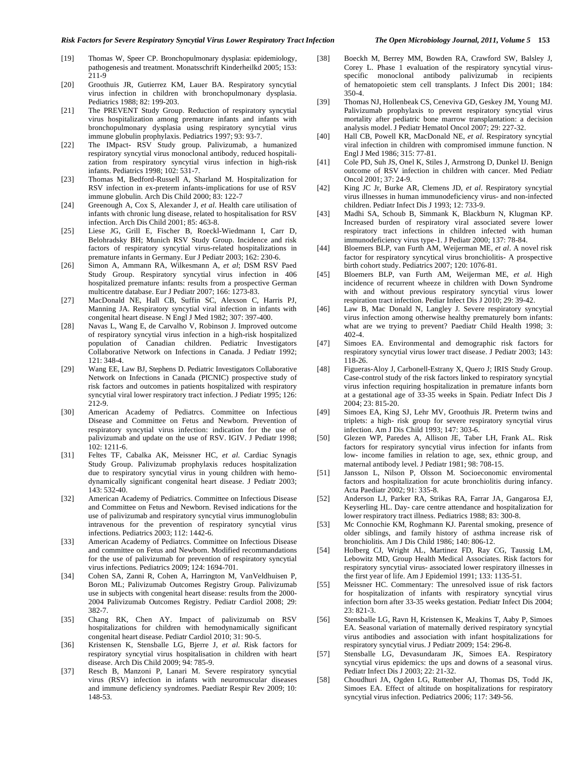[19] Thomas W, Speer CP. Bronchopulmonary dysplasia: epidemiology, pathogenesis and treatment. Monatsschrift Kinderheilkd 2005; 153: 211-9

[20] Groothuis JR, Gutierrez KM, Lauer BA. Respiratory syncytial virus infection in children with bronchopulmonary dysplasia. Pediatrics 1988; 82: 199-203.

[21] The PREVENT Study Group. Reduction of respiratory syncytial virus hospitalization among premature infants and infants with bronchopulmonary dysplasia using respiratory syncytial virus immune globulin prophylaxis. Pediatrics 1997; 93: 93-7.

[22] The IMpact- RSV Study group. Palivizumab, a humanized respiratory syncytial virus monoclonal antibody, reduced hospitalization from respiratory syncytial virus infection in high-risk infants. Pediatrics 1998; 102: 531-7.

[23] Thomas M, Bedford-Russell A, Sharland M. Hospitalization for RSV infection in ex-preterm infants-implications for use of RSV immune globulin. Arch Dis Child 2000; 83: 122-7

[24] Greenough A, Cox S, Alexander J, *et al*. Health care utilisation of infants with chronic lung disease, related to hospitalisation for RSV infection. Arch Dis Child 2001; 85: 463-8.

[25] Liese JG, Grill E, Fischer B, Roeckl-Wiedmann I, Carr D, Belohradsky BH; Munich RSV Study Group. Incidence and risk factors of respiratory syncytial virus-related hospitalizations in premature infants in Germany. Eur J Pediatr 2003; 162: 230-6.

[26] Simon A, Ammann RA, Wilkesmann A, *et al*; DSM RSV Paed Study Group. Respiratory syncytial virus infection in 406 hospitalized premature infants: results from a prospective German multicentre database. Eur J Pediatr 2007; 166: 1273-83.

[27] MacDonald NE, Hall CB, Suffin SC, Alexson C, Harris PJ, Manning JA. Respiratory syncytial viral infection in infants with congenital heart disease. N Engl J Med 1982; 307: 397-400.

[28] Navas L, Wang E, de Carvalho V, Robinson J. Improved outcome of respiratory syncytial virus infection in a high-risk hospitalized population of Canadian children. Pediatric Investigators Collaborative Network on Infections in Canada. J Pediatr 1992; 121: 348-4.

[29] Wang EE, Law BJ, Stephens D. Pediatric Investigators Collaborative Network on Infections in Canada (PICNIC) prospective study of risk factors and outcomes in patients hospitalized with respiratory syncytial viral lower respiratory tract infection. J Pediatr 1995; 126: 212-9.

[30] American Academy of Pediatrcs. Committee on Infectious Disease and Committee on Fetus and Newborn. Prevention of respiratory syncytial virus infection: indication for the use of palivizumab and update on the use of RSV. IGIV. J Pediatr 1998; 102: 1211-6.

[31] Feltes TF, Cabalka AK, Meissner HC, *et al*. Cardiac Synagis Study Group. Palivizumab prophylaxis reduces hospitalization due to respiratory syncytial virus in young children with hemodynamically significant congenital heart disease. J Pediatr 2003; 143: 532-40.

[32] American Academy of Pediatrics. Committee on Infectious Disease and Committee on Fetus and Newborn. Revised indications for the use of palivizumab and respiratory syncytial virus immunoglobulin intravenous for the prevention of respiratory syncytial virus infections. Pediatrics 2003; 112: 1442-6.

[33] American Academy of Pediatrcs. Committee on Infectious Disease and committee on Fetus and Newborn. Modified recommandations for the use of palivizumab for prevention of respiratory syncytial virus infections. Pediatrics 2009; 124: 1694-701.

[34] Cohen SA, Zanni R, Cohen A, Harrington M, VanVeldhuisen P, Boron ML; Palivizumab Outcomes Registry Group. Palivizumab use in subjects with congenital heart disease: results from the 2000-2004 Palivizumab Outcomes Registry. Pediatr Cardiol 2008; 29: 382-7.

[35] Chang RK, Chen AY. Impact of palivizumab on RSV hospitalizations for children with hemodynamically significant congenital heart disease. Pediatr Cardiol 2010; 31: 90-5.

[36] Kristensen K, Stensballe LG, Bjerre J, *et al*. Risk factors for respiratory syncytial virus hospitalisation in children with heart disease. Arch Dis Child 2009; 94: 785-9.

[37] Resch B, Manzoni P, Lanari M. Severe respiratory syncytial virus (RSV) infection in infants with neuromuscular diseases and immune deficiency syndromes. Paediatr Respir Rev 2009; 10: 148-53.

[38] Boeckh M, Berrey MM, Bowden RA, Crawford SW, Balsley J, Corey L. Phase 1 evaluation of the respiratory syncytial virus-specific monoclonal antibody palivizumab in recipients of hematopoietic stem cell transplants. J Infect Dis 2001; 184: 350-4.

[39] Thomas NJ, Hollenbeak CS, Ceneviva GD, Geskey JM, Young MJ. Palivizumab prophylaxis to prevent respiratory syncytial virus mortality after pediatric bone marrow transplantation: a decision analysis model. J Pediatr Hematol Oncol 2007; 29: 227-32.

[40] Hall CB, Powell KR, MacDonald NE, *et al*. Respiratory syncytial viral infection in children with compromised immune function. N Engl J Med 1986; 315: 77-81.

[41] Cole PD, Suh JS, Onel K, Stiles J, Armstrong D, Dunkel IJ. Benign outcome of RSV infection in children with cancer. Med Pediatr Oncol 2001; 37: 24-9.

[42] King JC Jr, Burke AR, Clemens JD, *et al*. Respiratory syncytial virus illnesses in human immunodeficiency virus- and non-infected children. Pediatr Infect Dis J 1993; 12: 733-9.

[43] Madhi SA, Schoub B, Simmank K, Blackburn N, Klugman KP. Increased burden of respiratory viral associated severe lower respiratory tract infections in children infected with human immunodeficiency virus type-1. J Pediatr 2000; 137: 78-84.

[44] Bloemers BLP, van Furth AM, Weijerman ME, *et al*. A novel risk factor for respiratory syncytical virus bronchiolitis- A prospective birth cohort study. Pediatrics 2007; 120: 1076-81.

[45] Bloemers BLP, van Furth AM, Weijerman ME, *et al*. High incidence of recurrent wheeze in children with Down Syndrome with and without previous respiratory syncytial virus lower respiration tract infection. Pediar Infect Dis J 2010; 29: 39-42.

[46] Law B, Mac Donald N, Langley J. Severe respiratory syncytial virus infection among otherwise healthy prematurely born infants: what are we trying to prevent? Paediatr Child Health 1998; 3: 402-4.

[47] Simoes EA. Environmental and demographic risk factors for respiratory syncytial virus lower tract disease. J Pediatr 2003; 143: 118-26.

[48] Figueras-Aloy J, Carbonell-Estrany X, Quero J; IRIS Study Group. Case-control study of the risk factors linked to respiratory syncytial virus infection requiring hospitalization in premature infants born at a gestational age of 33-35 weeks in Spain. Pediatr Infect Dis J 2004; 23: 815-20.

[49] Simoes EA, King SJ, Lehr MV, Groothuis JR. Preterm twins and triplets: a high- risk group for severe respiratory syncytial virus infection. Am J Dis Child 1993; 147: 303-6.

[50] Glezen WP, Paredes A, Allison JE, Taber LH, Frank AL. Risk factors for respiratory syncytial virus infection for infants from low- income families in relation to age, sex, ethnic group, and maternal antibody level. J Pediatr 1981; 98: 708-15.

[51] Jansson L, Nilson P, Olsson M. Socioeconomic enviromental factors and hospitalization for acute bronchiolitis during infancy. Acta Paediatr 2002; 91: 335-8.

[52] Anderson LJ, Parker RA, Strikas RA, Farrar JA, Gangarosa EJ, Keyserling HL. Day- care centre attendance and hospitalization for lower respiratory tract illness. Pediatrics 1988; 83: 300-8.

[53] Mc Connochie KM, Roghmann KJ. Parental smoking, presence of older siblings, and family history of asthma increase risk of bronchiolitis. Am J Dis Child 1986; 140: 806-12.

[54] Holberg CJ, Wright AL, Martinez FD, Ray CG, Taussig LM, Lebowitz MD, Group Health Medical Associates. Risk factors for respiratory syncytial virus- associated lower respiratory illnesses in the first year of life. Am J Epidemiol 1991; 133: 1135-51.

[55] Meissner HC. Commentary: The unresolved issue of risk factors for hospitalization of infants with respiratory syncytial virus infection born after 33-35 weeks gestation. Pediatr Infect Dis 2004; 23: 821-3.

[56] Stensballe LG, Ravn H, Kristensen K, Meakins T, Aaby P, Simoes EA. Seasonal variation of maternally derived respiratory syncytial virus antibodies and association with infant hospitalizations for respiratory syncytial virus. J Pediatr 2009; 154: 296-8.

[57] Stensballe LG, Devasundaram JK, Simoes EA. Respiratory syncytial virus epidemics: the ups and downs of a seasonal virus. Pediatr Infect Dis J 2003; 22: 21-32.

[58] Choudhuri JA, Ogden LG, Ruttenber AJ, Thomas DS, Todd JK, Simoes EA. Effect of altitude on hospitalizations for respiratory syncytial virus infection. Pediatrics 2006; 117: 349-56.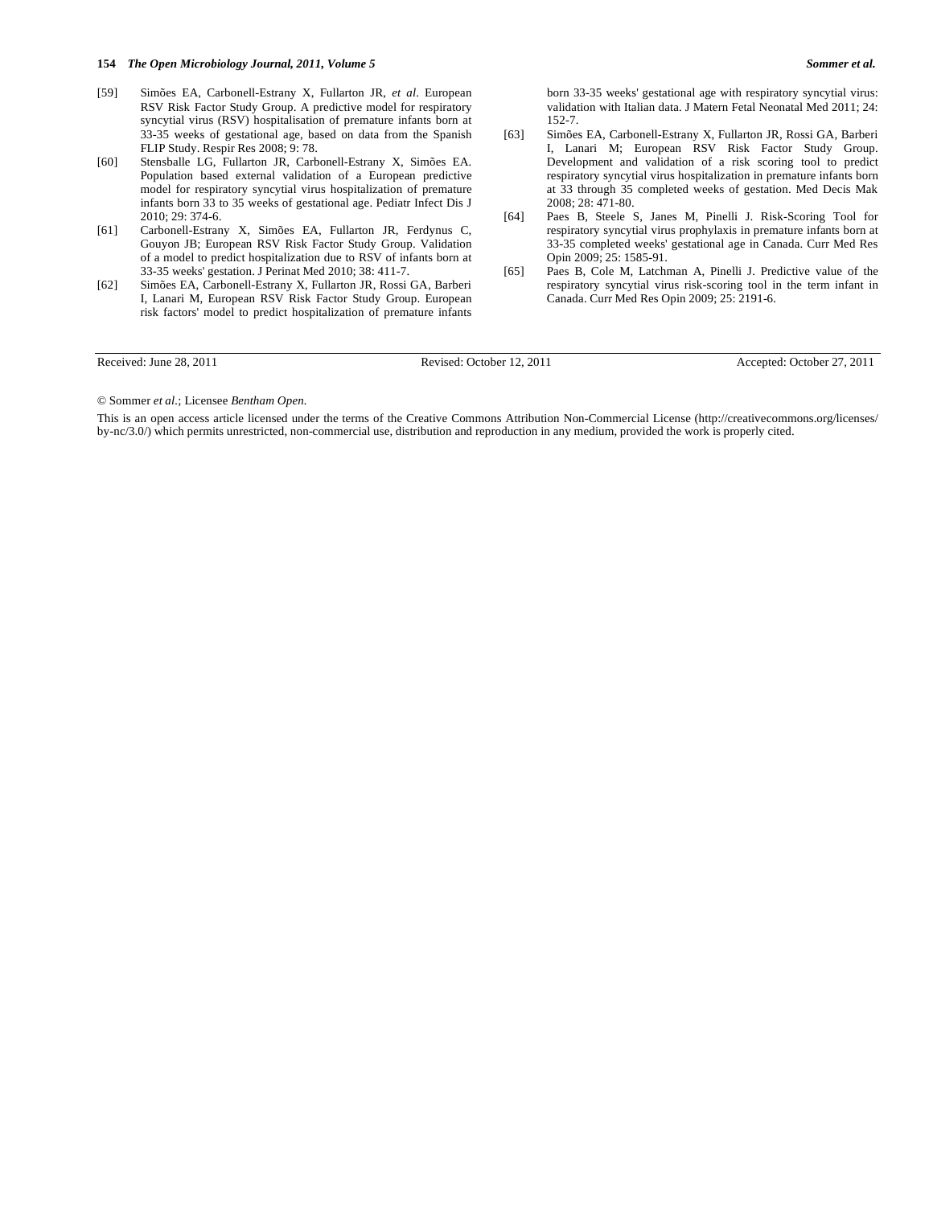[59] Simões EA, Carbonell-Estrany X, Fullarton JR, *et al*. European RSV Risk Factor Study Group. A predictive model for respiratory syncytial virus (RSV) hospitalisation of premature infants born at 33-35 weeks of gestational age, based on data from the Spanish FLIP Study. Respir Res 2008; 9: 78.

[60] Stensballe LG, Fullarton JR, Carbonell-Estrany X, Simões EA. Population based external validation of a European predictive model for respiratory syncytial virus hospitalization of premature infants born 33 to 35 weeks of gestational age. Pediatr Infect Dis J 2010; 29: 374-6.

[61] Carbonell-Estrany X, Simões EA, Fullarton JR, Ferdynus C, Gouyon JB; European RSV Risk Factor Study Group. Validation of a model to predict hospitalization due to RSV of infants born at 33-35 weeks' gestation. J Perinat Med 2010; 38: 411-7.

[62] Simões EA, Carbonell-Estrany X, Fullarton JR, Rossi GA, Barberi I, Lanari M, European RSV Risk Factor Study Group. European risk factors' model to predict hospitalization of premature infants born 33-35 weeks' gestational age with respiratory syncytial virus: validation with Italian data. J Matern Fetal Neonatal Med 2011; 24: 152-7.

[63] Simões EA, Carbonell-Estrany X, Fullarton JR, Rossi GA, Barberi I, Lanari M; European RSV Risk Factor Study Group. Development and validation of a risk scoring tool to predict respiratory syncytial virus hospitalization in premature infants born at 33 through 35 completed weeks of gestation. Med Decis Mak 2008; 28: 471-80.

[64] Paes B, Steele S, Janes M, Pinelli J. Risk-Scoring Tool for respiratory syncytial virus prophylaxis in premature infants born at 33-35 completed weeks' gestational age in Canada. Curr Med Res Opin 2009; 25: 1585-91.

[65] Paes B, Cole M, Latchman A, Pinelli J. Predictive value of the respiratory syncytial virus risk-scoring tool in the term infant in Canada. Curr Med Res Opin 2009; 25: 2191-6.

Received: June 28, 2011 Revised: October 12, 2011 Accepted: October 27, 2011

© Sommer *et al*.; Licensee *Bentham Open*.

This is an open access article licensed under the terms of the Creative Commons Attribution Non-Commercial License (http://creativecommons.org/licenses/by-nc/3.0/) which permits unrestricted, non-commercial use, distribution and reproduction in any medium, provided the work is properly cited.